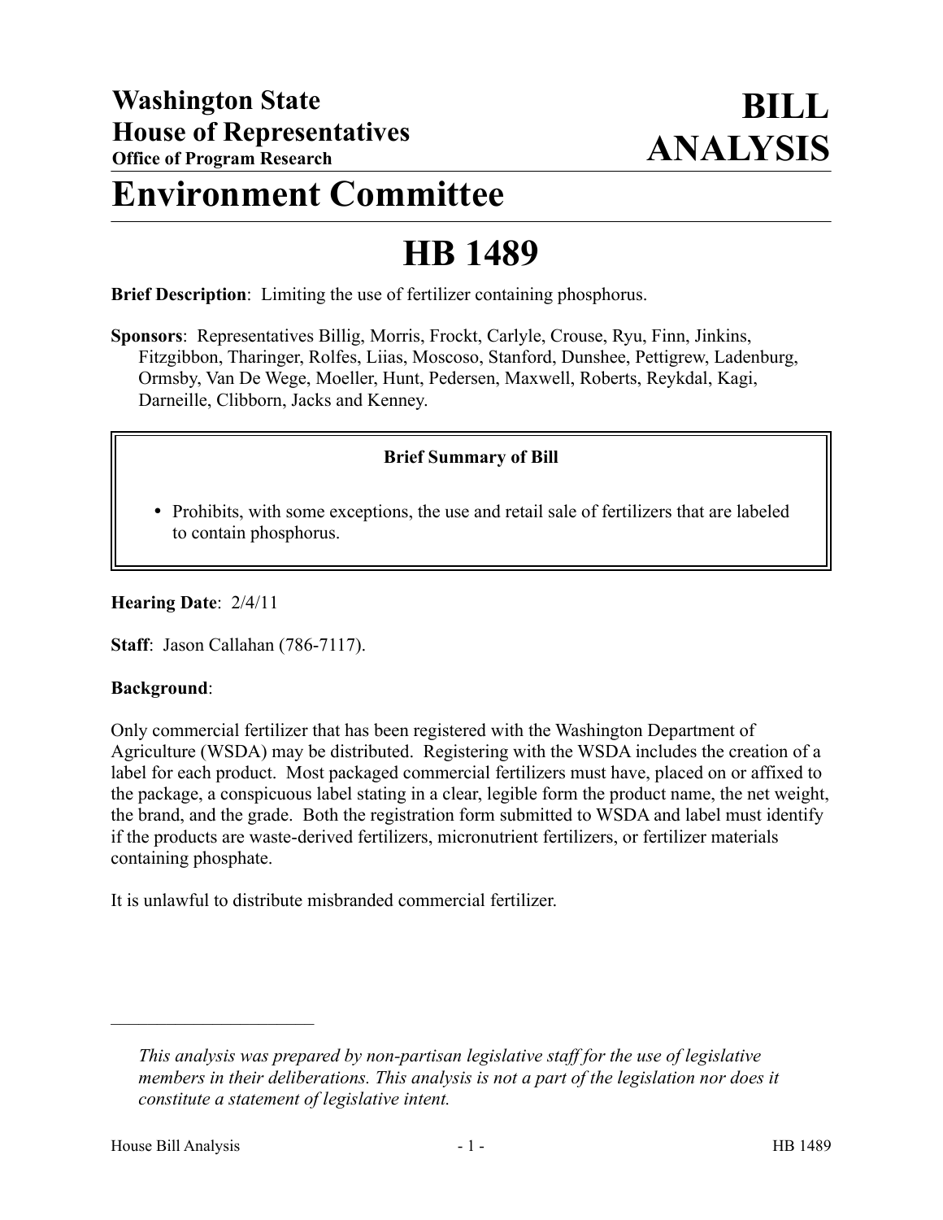**Washington State House of Representatives**
**Office of Program Research**

# BILL ANALYSIS

# Environment Committee

# HB 1489

**Brief Description**: Limiting the use of fertilizer containing phosphorus.

**Sponsors**: Representatives Billig, Morris, Frockt, Carlyle, Crouse, Ryu, Finn, Jinkins, Fitzgibbon, Tharinger, Rolfes, Liias, Moscoso, Stanford, Dunshee, Pettigrew, Ladenburg, Ormsby, Van De Wege, Moeller, Hunt, Pedersen, Maxwell, Roberts, Reykdal, Kagi, Darneille, Clibborn, Jacks and Kenney.

**Brief Summary of Bill**

- Prohibits, with some exceptions, the use and retail sale of fertilizers that are labeled to contain phosphorus.

**Hearing Date**: 2/4/11

**Staff**: Jason Callahan (786-7117).

**Background**:

Only commercial fertilizer that has been registered with the Washington Department of Agriculture (WSDA) may be distributed. Registering with the WSDA includes the creation of a label for each product. Most packaged commercial fertilizers must have, placed on or affixed to the package, a conspicuous label stating in a clear, legible form the product name, the net weight, the brand, and the grade. Both the registration form submitted to WSDA and label must identify if the products are waste-derived fertilizers, micronutrient fertilizers, or fertilizer materials containing phosphate.

It is unlawful to distribute misbranded commercial fertilizer.

---

*This analysis was prepared by non-partisan legislative staff for the use of legislative members in their deliberations. This analysis is not a part of the legislation nor does it constitute a statement of legislative intent.*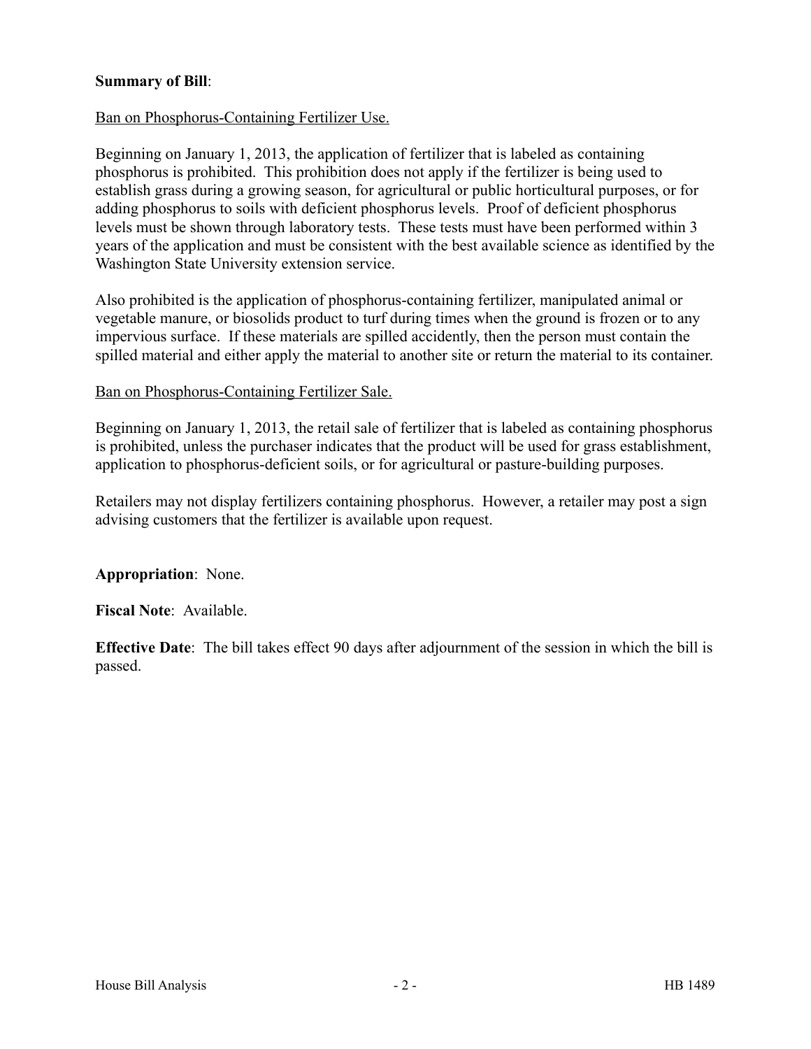**Summary of Bill**:

Ban on Phosphorus-Containing Fertilizer Use.

Beginning on January 1, 2013, the application of fertilizer that is labeled as containing phosphorus is prohibited. This prohibition does not apply if the fertilizer is being used to establish grass during a growing season, for agricultural or public horticultural purposes, or for adding phosphorus to soils with deficient phosphorus levels. Proof of deficient phosphorus levels must be shown through laboratory tests. These tests must have been performed within 3 years of the application and must be consistent with the best available science as identified by the Washington State University extension service.

Also prohibited is the application of phosphorus-containing fertilizer, manipulated animal or vegetable manure, or biosolids product to turf during times when the ground is frozen or to any impervious surface. If these materials are spilled accidently, then the person must contain the spilled material and either apply the material to another site or return the material to its container.

Ban on Phosphorus-Containing Fertilizer Sale.

Beginning on January 1, 2013, the retail sale of fertilizer that is labeled as containing phosphorus is prohibited, unless the purchaser indicates that the product will be used for grass establishment, application to phosphorus-deficient soils, or for agricultural or pasture-building purposes.

Retailers may not display fertilizers containing phosphorus. However, a retailer may post a sign advising customers that the fertilizer is available upon request.

**Appropriation**: None.

**Fiscal Note**: Available.

**Effective Date**: The bill takes effect 90 days after adjournment of the session in which the bill is passed.